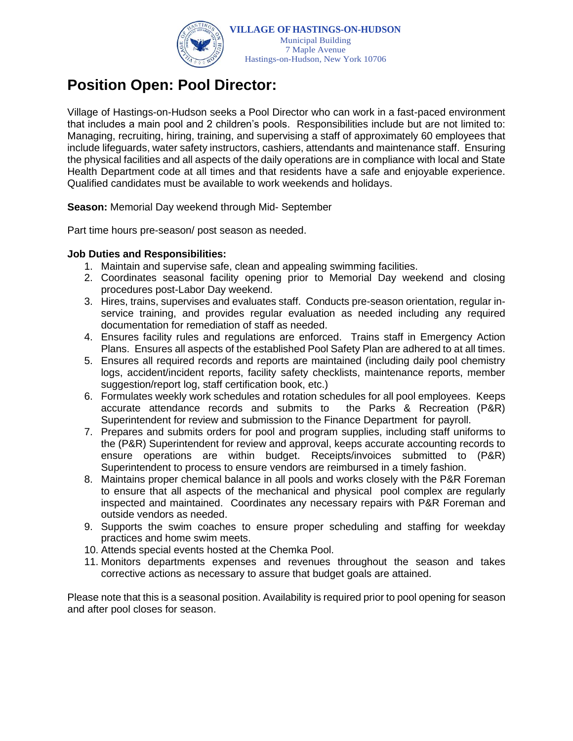**VILLAGE OF HASTINGS-ON-HUDSON**
Municipal Building
7 Maple Avenue
Hastings-on-Hudson, New York 10706

# Position Open: Pool Director:

Village of Hastings-on-Hudson seeks a Pool Director who can work in a fast-paced environment that includes a main pool and 2 children's pools. Responsibilities include but are not limited to: Managing, recruiting, hiring, training, and supervising a staff of approximately 60 employees that include lifeguards, water safety instructors, cashiers, attendants and maintenance staff. Ensuring the physical facilities and all aspects of the daily operations are in compliance with local and State Health Department code at all times and that residents have a safe and enjoyable experience. Qualified candidates must be available to work weekends and holidays.

**Season:** Memorial Day weekend through Mid- September

Part time hours pre-season/ post season as needed.

**Job Duties and Responsibilities:**

1. Maintain and supervise safe, clean and appealing swimming facilities.
2. Coordinates seasonal facility opening prior to Memorial Day weekend and closing procedures post-Labor Day weekend.
3. Hires, trains, supervises and evaluates staff. Conducts pre-season orientation, regular in-service training, and provides regular evaluation as needed including any required documentation for remediation of staff as needed.
4. Ensures facility rules and regulations are enforced. Trains staff in Emergency Action Plans. Ensures all aspects of the established Pool Safety Plan are adhered to at all times.
5. Ensures all required records and reports are maintained (including daily pool chemistry logs, accident/incident reports, facility safety checklists, maintenance reports, member suggestion/report log, staff certification book, etc.)
6. Formulates weekly work schedules and rotation schedules for all pool employees. Keeps accurate attendance records and submits to the Parks & Recreation (P&R) Superintendent for review and submission to the Finance Department for payroll.
7. Prepares and submits orders for pool and program supplies, including staff uniforms to the (P&R) Superintendent for review and approval, keeps accurate accounting records to ensure operations are within budget. Receipts/invoices submitted to (P&R) Superintendent to process to ensure vendors are reimbursed in a timely fashion.
8. Maintains proper chemical balance in all pools and works closely with the P&R Foreman to ensure that all aspects of the mechanical and physical pool complex are regularly inspected and maintained. Coordinates any necessary repairs with P&R Foreman and outside vendors as needed.
9. Supports the swim coaches to ensure proper scheduling and staffing for weekday practices and home swim meets.
10. Attends special events hosted at the Chemka Pool.
11. Monitors departments expenses and revenues throughout the season and takes corrective actions as necessary to assure that budget goals are attained.

Please note that this is a seasonal position. Availability is required prior to pool opening for season and after pool closes for season.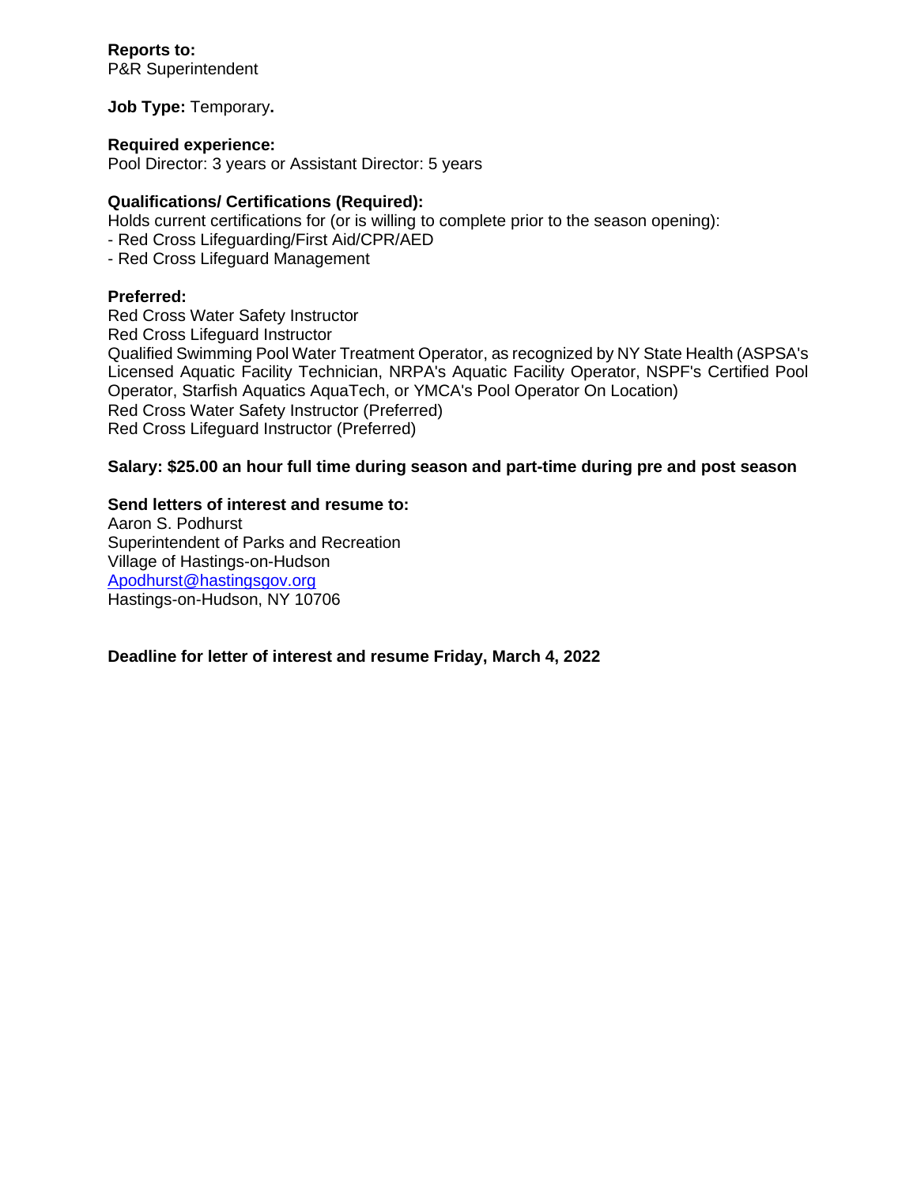**Reports to:**
P&R Superintendent

**Job Type:** Temporary**.**

**Required experience:**
Pool Director: 3 years or Assistant Director: 5 years

**Qualifications/ Certifications (Required):**
Holds current certifications for (or is willing to complete prior to the season opening):
- Red Cross Lifeguarding/First Aid/CPR/AED
- Red Cross Lifeguard Management

**Preferred:**
Red Cross Water Safety Instructor
Red Cross Lifeguard Instructor
Qualified Swimming Pool Water Treatment Operator, as recognized by NY State Health (ASPSA's Licensed Aquatic Facility Technician, NRPA's Aquatic Facility Operator, NSPF's Certified Pool Operator, Starfish Aquatics AquaTech, or YMCA's Pool Operator On Location)
Red Cross Water Safety Instructor (Preferred)
Red Cross Lifeguard Instructor (Preferred)

**Salary: $25.00 an hour full time during season and part-time during pre and post season**

**Send letters of interest and resume to:**
Aaron S. Podhurst
Superintendent of Parks and Recreation
Village of Hastings-on-Hudson
Apodhurst@hastingsgov.org
Hastings-on-Hudson, NY 10706

**Deadline for letter of interest and resume Friday, March 4, 2022**